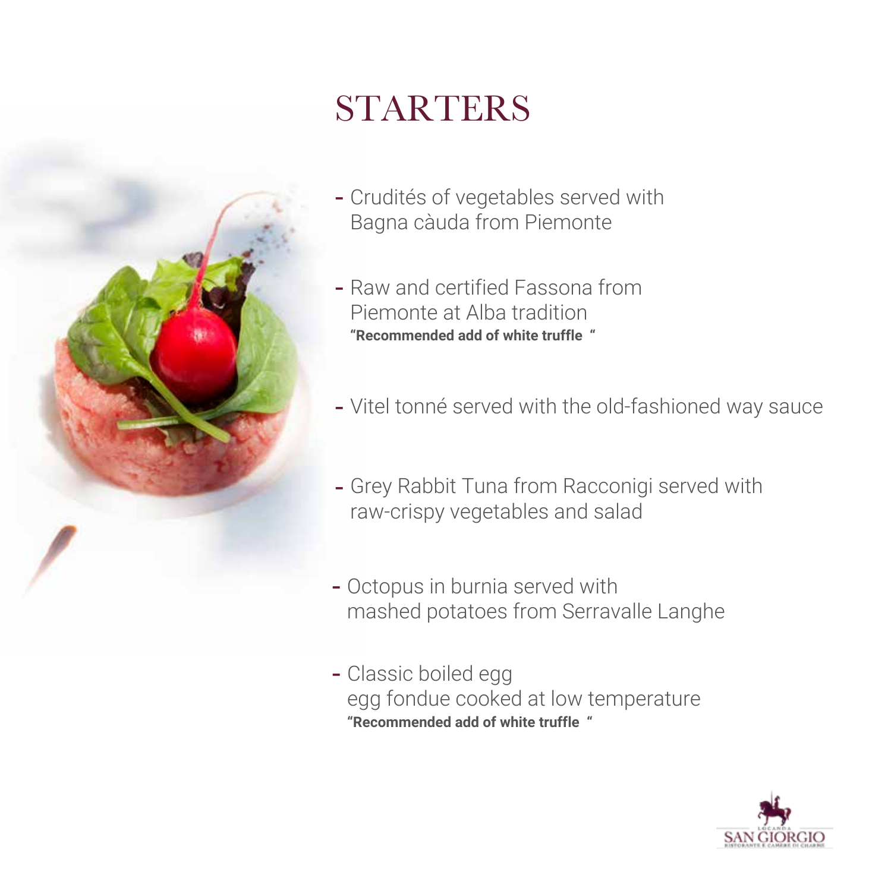# STARTERS

- Crudités of vegetables served with Bagna càuda from Piemonte

- Raw and certified Fassona from Piemonte at Alba tradition
  **"Recommended add of white truffle "**

- Vitel tonné served with the old-fashioned way sauce

- Grey Rabbit Tuna from Racconigi served with raw-crispy vegetables and salad

- Octopus in burnia served with mashed potatoes from Serravalle Langhe

- Classic boiled egg
  egg fondue cooked at low temperature
  **"Recommended add of white truffle "**

LOCANDA SAN GIORGIO
RISTORANTE E CAMERE DI CHARME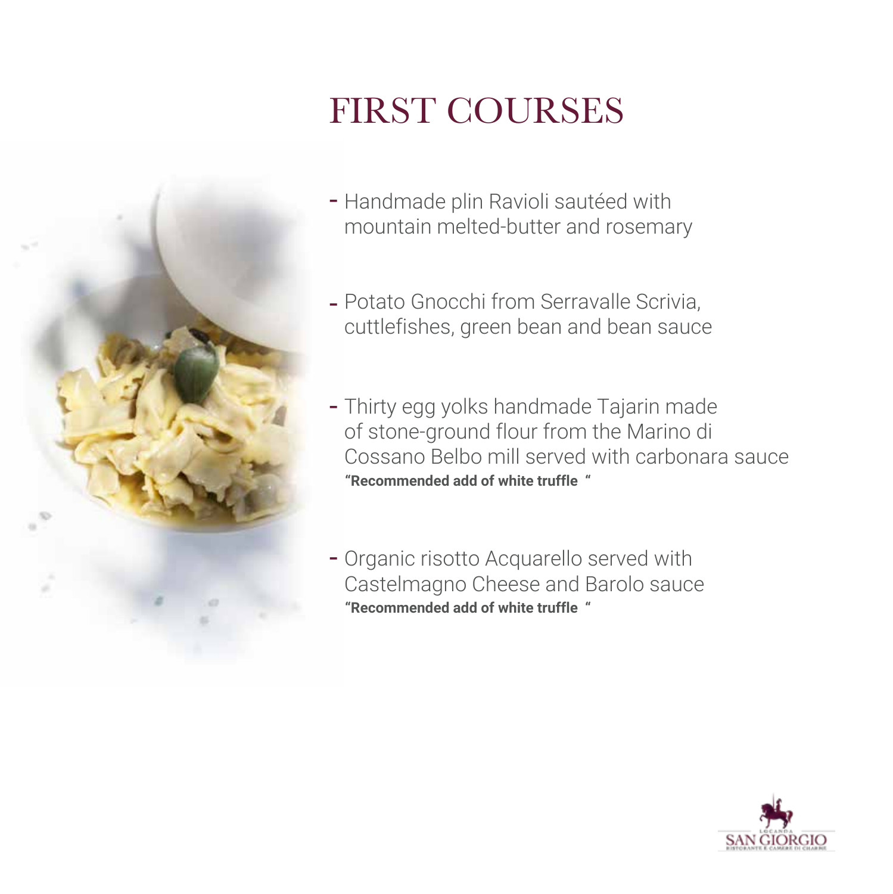# FIRST COURSES

- Handmade plin Ravioli sautéed with mountain melted-butter and rosemary

- Potato Gnocchi from Serravalle Scrivia, cuttlefishes, green bean and bean sauce

- Thirty egg yolks handmade Tajarin made of stone-ground flour from the Marino di Cossano Belbo mill served with carbonara sauce
  **"Recommended add of white truffle "**

- Organic risotto Acquarello served with Castelmagno Cheese and Barolo sauce
  **"Recommended add of white truffle "**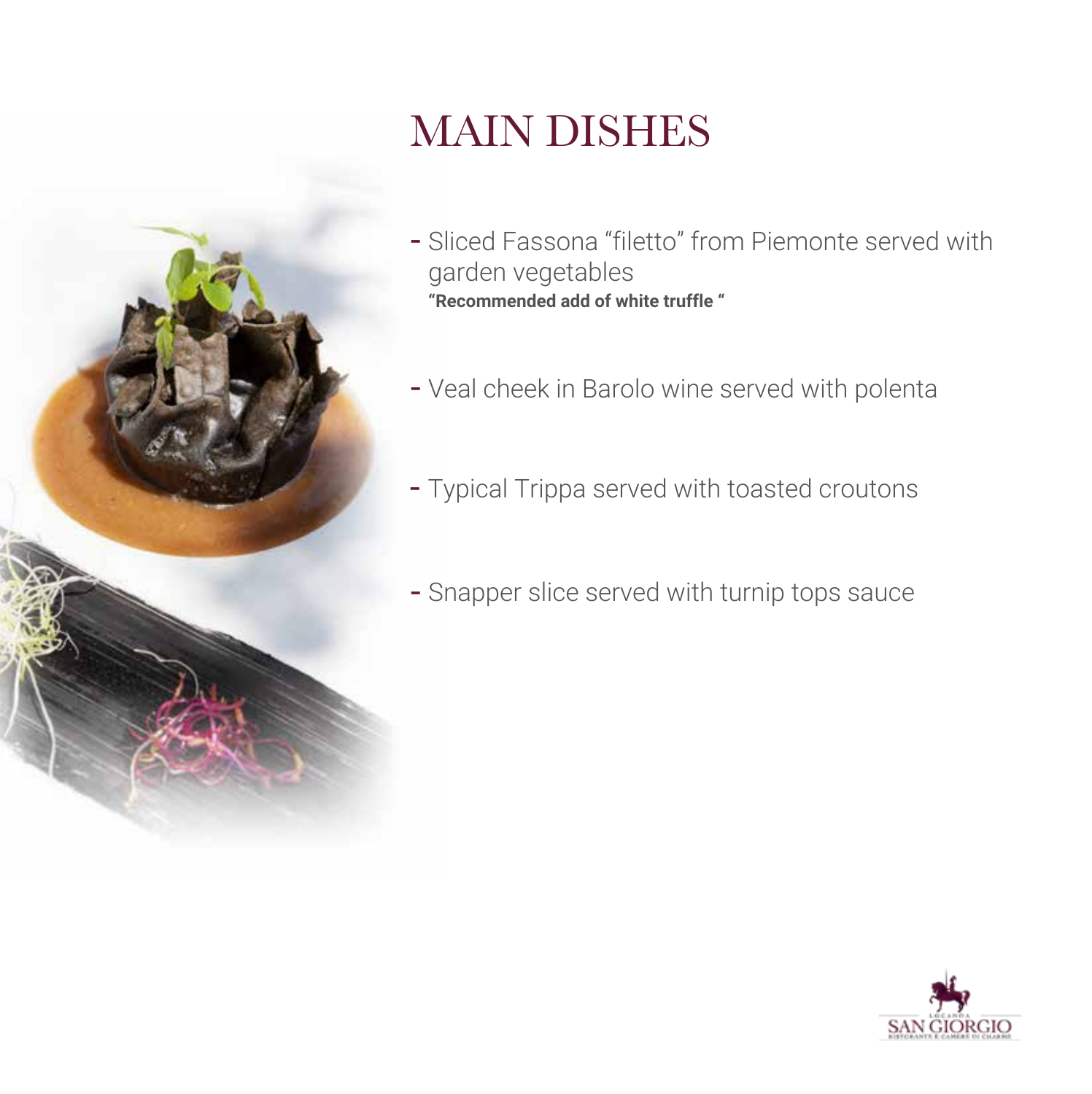# MAIN DISHES

- Sliced Fassona "filetto" from Piemonte served with garden vegetables
  **"Recommended add of white truffle "**

- Veal cheek in Barolo wine served with polenta

- Typical Trippa served with toasted croutons

- Snapper slice served with turnip tops sauce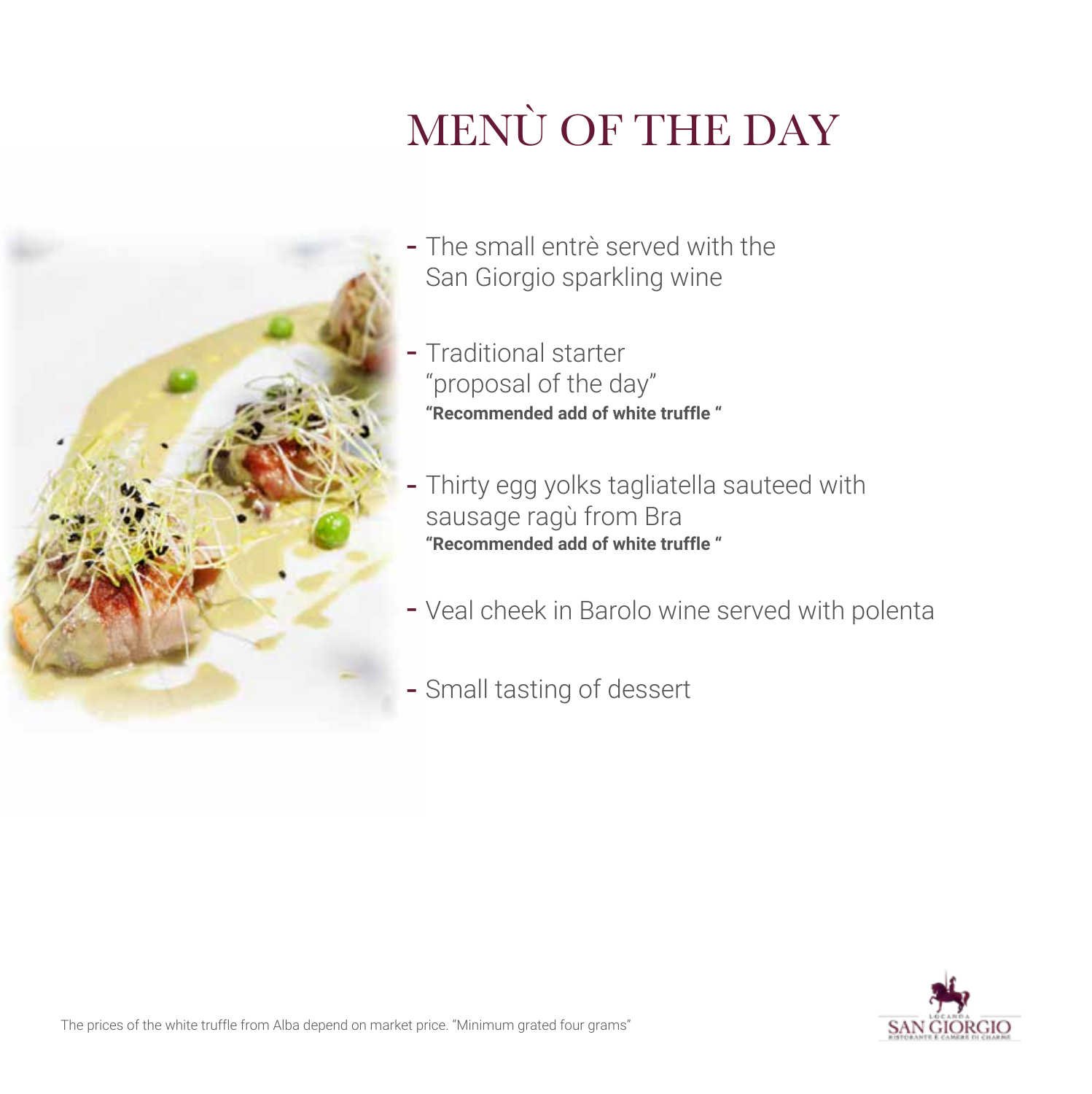# MENÙ OF THE DAY

- The small entrè served with the San Giorgio sparkling wine
- Traditional starter "proposal of the day"
  **"Recommended add of white truffle "**
- Thirty egg yolks tagliatella sauteed with sausage ragù from Bra
  **"Recommended add of white truffle "**
- Veal cheek in Barolo wine served with polenta
- Small tasting of dessert

The prices of the white truffle from Alba depend on market price. "Minimum grated four grams"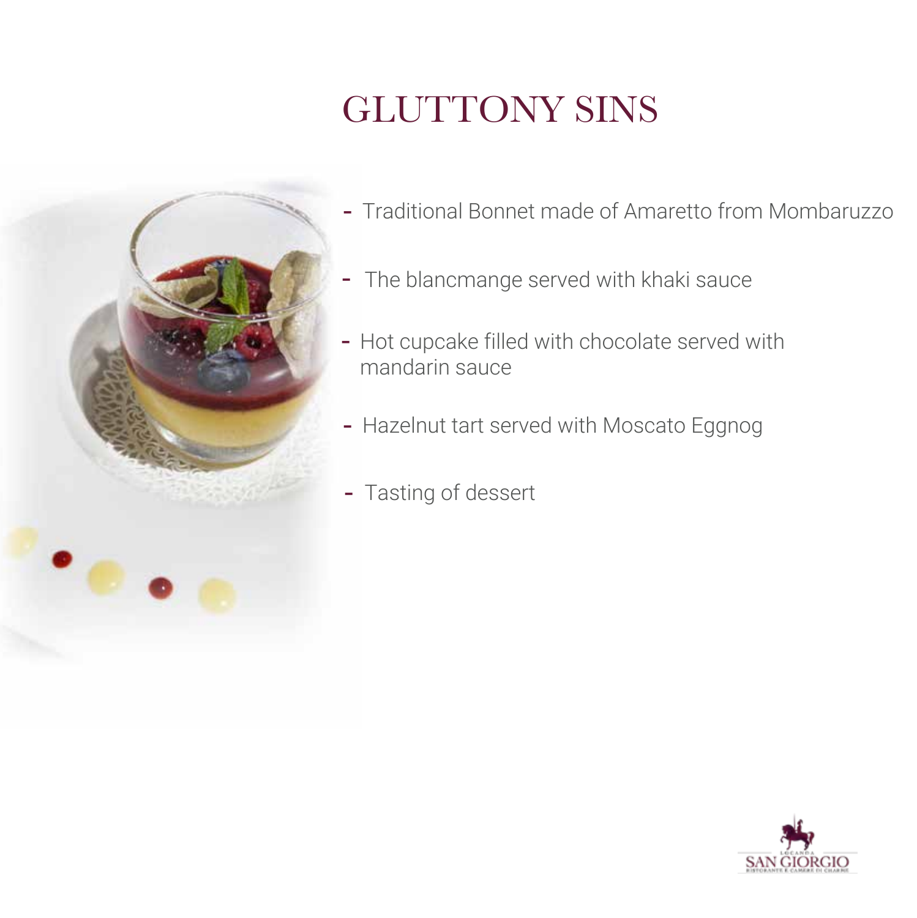# GLUTTONY SINS

- Traditional Bonnet made of Amaretto from Mombaruzzo
- The blancmange served with khaki sauce
- Hot cupcake filled with chocolate served with mandarin sauce
- Hazelnut tart served with Moscato Eggnog
- Tasting of dessert